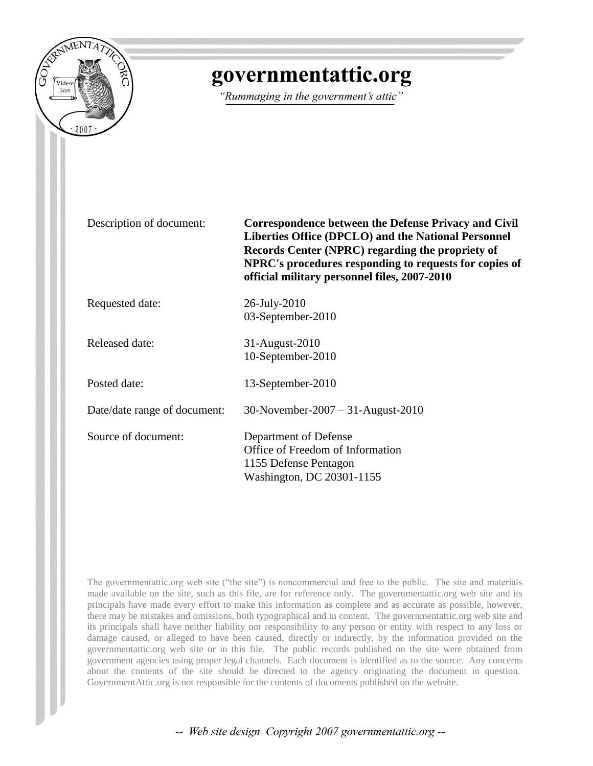# governmentattic.org

*"Rummaging in the government's attic"*

| | |
|---|---|
| Description of document: | **Correspondence between the Defense Privacy and Civil Liberties Office (DPCLO) and the National Personnel Records Center (NPRC) regarding the propriety of NPRC's procedures responding to requests for copies of official military personnel files, 2007-2010** |
| Requested date: | 26-July-2010<br>03-September-2010 |
| Released date: | 31-August-2010<br>10-September-2010 |
| Posted date: | 13-September-2010 |
| Date/date range of document: | 30-November-2007 – 31-August-2010 |
| Source of document: | Department of Defense<br>Office of Freedom of Information<br>1155 Defense Pentagon<br>Washington, DC 20301-1155 |

The governmentattic.org web site ("the site") is noncommercial and free to the public. The site and materials made available on the site, such as this file, are for reference only. The governmentattic.org web site and its principals have made every effort to make this information as complete and as accurate as possible, however, there may be mistakes and omissions, both typographical and in content. The governmentattic.org web site and its principals shall have neither liability nor responsibility to any person or entity with respect to any loss or damage caused, or alleged to have been caused, directly or indirectly, by the information provided on the governmentattic.org web site or in this file. The public records published on the site were obtained from government agencies using proper legal channels. Each document is identified as to the source. Any concerns about the contents of the site should be directed to the agency originating the document in question. GovernmentAttic.org is not responsible for the contents of documents published on the website.

*-- Web site design Copyright 2007 governmentattic.org --*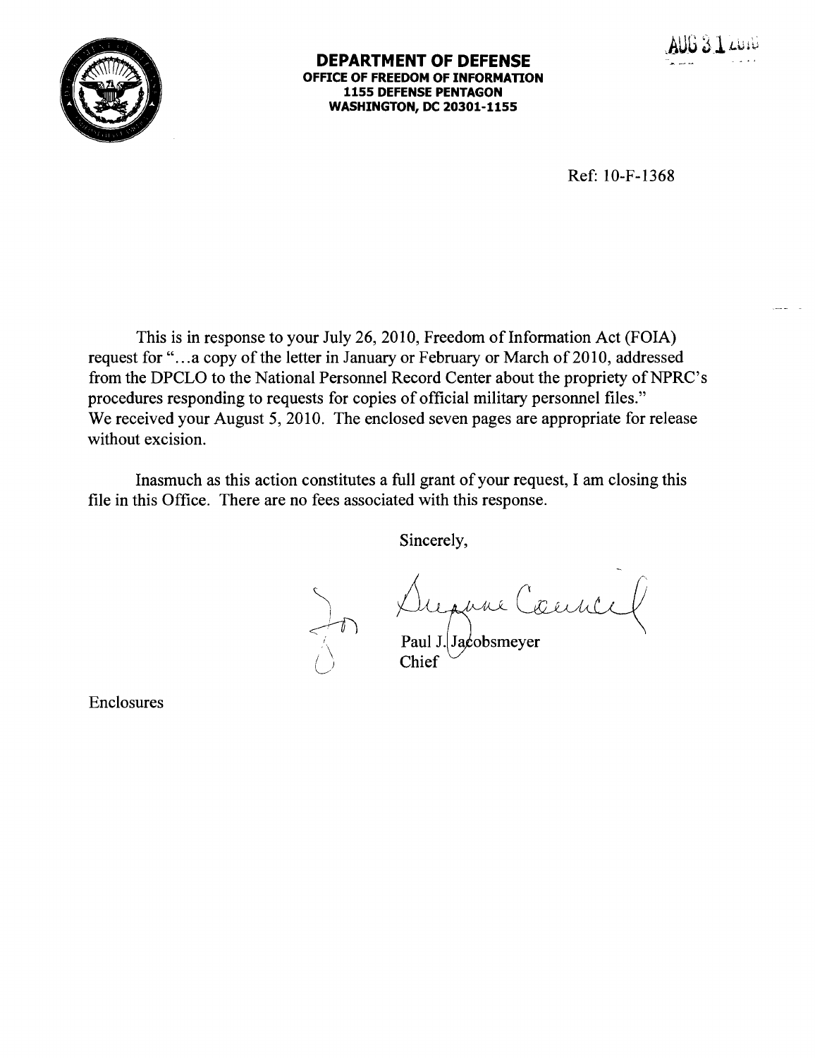AUG 31 2010

**DEPARTMENT OF DEFENSE**
**OFFICE OF FREEDOM OF INFORMATION**
**1155 DEFENSE PENTAGON**
**WASHINGTON, DC 20301-1155**

Ref: 10-F-1368

This is in response to your July 26, 2010, Freedom of Information Act (FOIA) request for "...a copy of the letter in January or February or March of 2010, addressed from the DPCLO to the National Personnel Record Center about the propriety of NPRC's procedures responding to requests for copies of official military personnel files." We received your August 5, 2010. The enclosed seven pages are appropriate for release without excision.

Inasmuch as this action constitutes a full grant of your request, I am closing this file in this Office. There are no fees associated with this response.

Sincerely,

for Suzanne Council

Paul J. Jacobsmeyer
Chief

Enclosures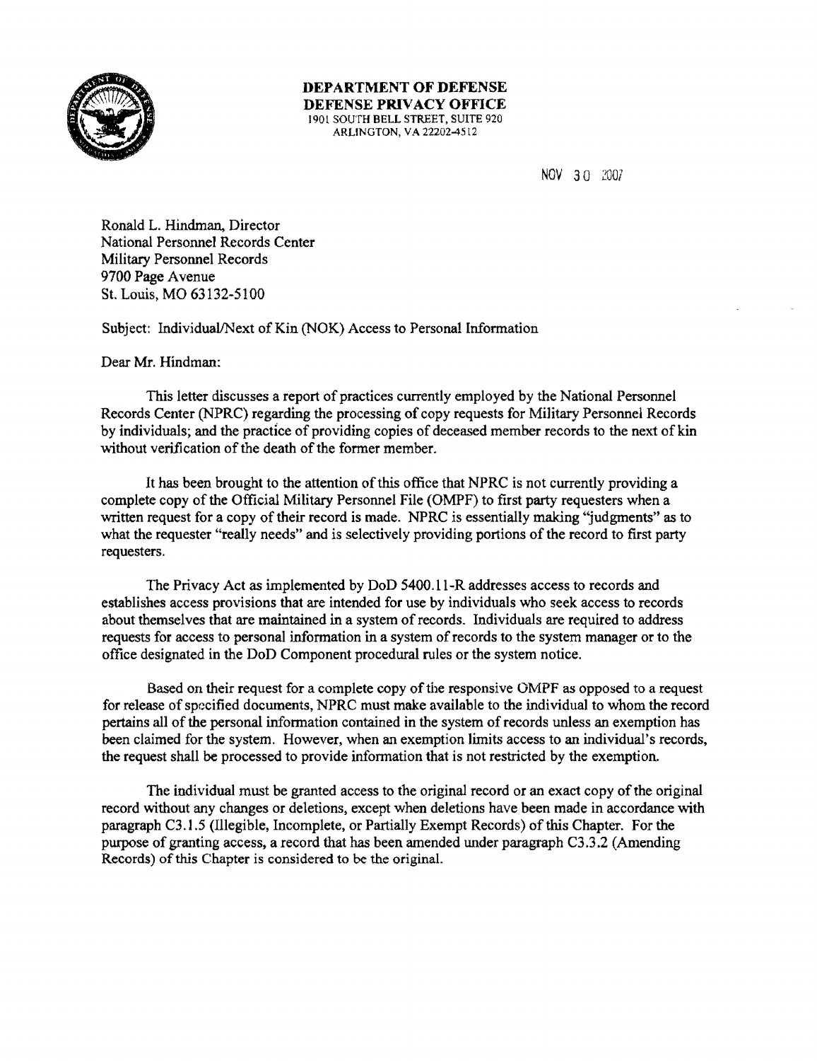**DEPARTMENT OF DEFENSE**
**DEFENSE PRIVACY OFFICE**
1901 SOUTH BELL STREET, SUITE 920
ARLINGTON, VA 22202-4512

NOV 30 2007

Ronald L. Hindman, Director
National Personnel Records Center
Military Personnel Records
9700 Page Avenue
St. Louis, MO 63132-5100

Subject: Individual/Next of Kin (NOK) Access to Personal Information

Dear Mr. Hindman:

This letter discusses a report of practices currently employed by the National Personnel Records Center (NPRC) regarding the processing of copy requests for Military Personnel Records by individuals; and the practice of providing copies of deceased member records to the next of kin without verification of the death of the former member.

It has been brought to the attention of this office that NPRC is not currently providing a complete copy of the Official Military Personnel File (OMPF) to first party requesters when a written request for a copy of their record is made. NPRC is essentially making "judgments" as to what the requester "really needs" and is selectively providing portions of the record to first party requesters.

The Privacy Act as implemented by DoD 5400.11-R addresses access to records and establishes access provisions that are intended for use by individuals who seek access to records about themselves that are maintained in a system of records. Individuals are required to address requests for access to personal information in a system of records to the system manager or to the office designated in the DoD Component procedural rules or the system notice.

Based on their request for a complete copy of the responsive OMPF as opposed to a request for release of specified documents, NPRC must make available to the individual to whom the record pertains all of the personal information contained in the system of records unless an exemption has been claimed for the system. However, when an exemption limits access to an individual's records, the request shall be processed to provide information that is not restricted by the exemption.

The individual must be granted access to the original record or an exact copy of the original record without any changes or deletions, except when deletions have been made in accordance with paragraph C3.1.5 (Illegible, Incomplete, or Partially Exempt Records) of this Chapter. For the purpose of granting access, a record that has been amended under paragraph C3.3.2 (Amending Records) of this Chapter is considered to be the original.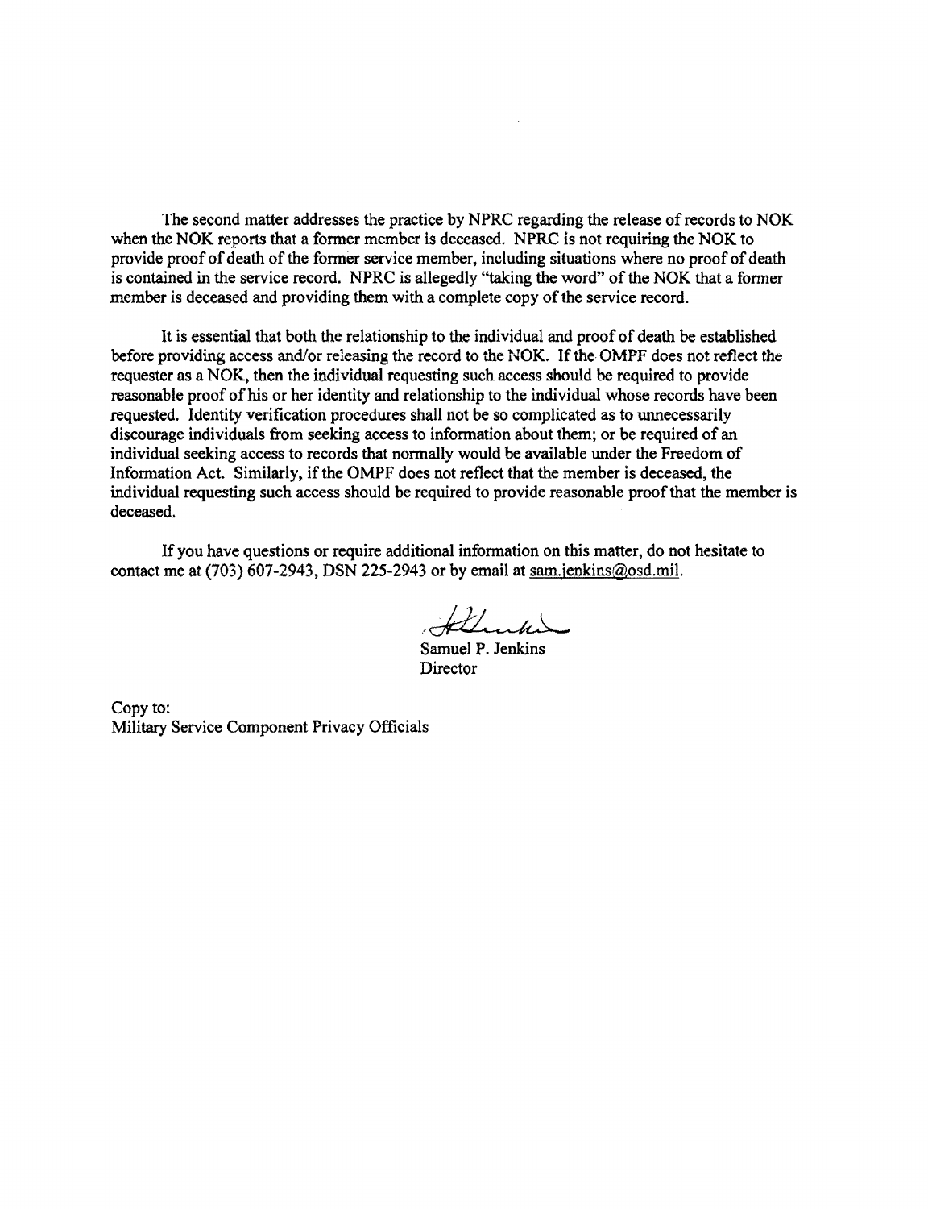The second matter addresses the practice by NPRC regarding the release of records to NOK when the NOK reports that a former member is deceased. NPRC is not requiring the NOK to provide proof of death of the former service member, including situations where no proof of death is contained in the service record. NPRC is allegedly "taking the word" of the NOK that a former member is deceased and providing them with a complete copy of the service record.

It is essential that both the relationship to the individual and proof of death be established before providing access and/or releasing the record to the NOK. If the OMPF does not reflect the requester as a NOK, then the individual requesting such access should be required to provide reasonable proof of his or her identity and relationship to the individual whose records have been requested. Identity verification procedures shall not be so complicated as to unnecessarily discourage individuals from seeking access to information about them; or be required of an individual seeking access to records that normally would be available under the Freedom of Information Act. Similarly, if the OMPF does not reflect that the member is deceased, the individual requesting such access should be required to provide reasonable proof that the member is deceased.

If you have questions or require additional information on this matter, do not hesitate to contact me at (703) 607-2943, DSN 225-2943 or by email at sam.jenkins@osd.mil.

Samuel P. Jenkins
Director

Copy to:
Military Service Component Privacy Officials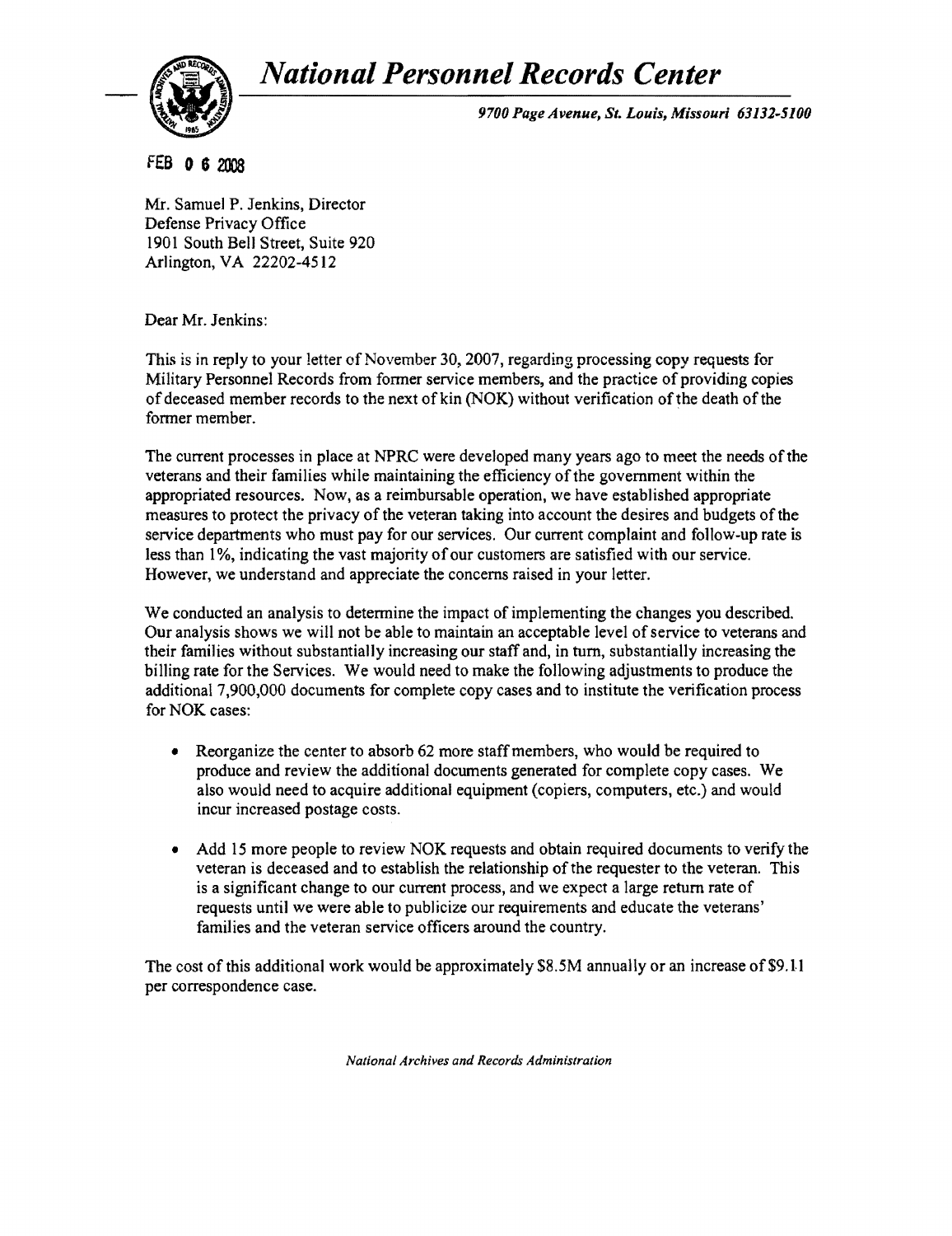# *National Personnel Records Center*

*9700 Page Avenue, St. Louis, Missouri 63132-5100*

FEB 0 6 2008

Mr. Samuel P. Jenkins, Director
Defense Privacy Office
1901 South Bell Street, Suite 920
Arlington, VA 22202-4512

Dear Mr. Jenkins:

This is in reply to your letter of November 30, 2007, regarding processing copy requests for Military Personnel Records from former service members, and the practice of providing copies of deceased member records to the next of kin (NOK) without verification of the death of the former member.

The current processes in place at NPRC were developed many years ago to meet the needs of the veterans and their families while maintaining the efficiency of the government within the appropriated resources. Now, as a reimbursable operation, we have established appropriate measures to protect the privacy of the veteran taking into account the desires and budgets of the service departments who must pay for our services. Our current complaint and follow-up rate is less than 1%, indicating the vast majority of our customers are satisfied with our service. However, we understand and appreciate the concerns raised in your letter.

We conducted an analysis to determine the impact of implementing the changes you described. Our analysis shows we will not be able to maintain an acceptable level of service to veterans and their families without substantially increasing our staff and, in turn, substantially increasing the billing rate for the Services. We would need to make the following adjustments to produce the additional 7,900,000 documents for complete copy cases and to institute the verification process for NOK cases:

- Reorganize the center to absorb 62 more staff members, who would be required to produce and review the additional documents generated for complete copy cases. We also would need to acquire additional equipment (copiers, computers, etc.) and would incur increased postage costs.
- Add 15 more people to review NOK requests and obtain required documents to verify the veteran is deceased and to establish the relationship of the requester to the veteran. This is a significant change to our current process, and we expect a large return rate of requests until we were able to publicize our requirements and educate the veterans' families and the veteran service officers around the country.

The cost of this additional work would be approximately $8.5M annually or an increase of $9.11 per correspondence case.

*National Archives and Records Administration*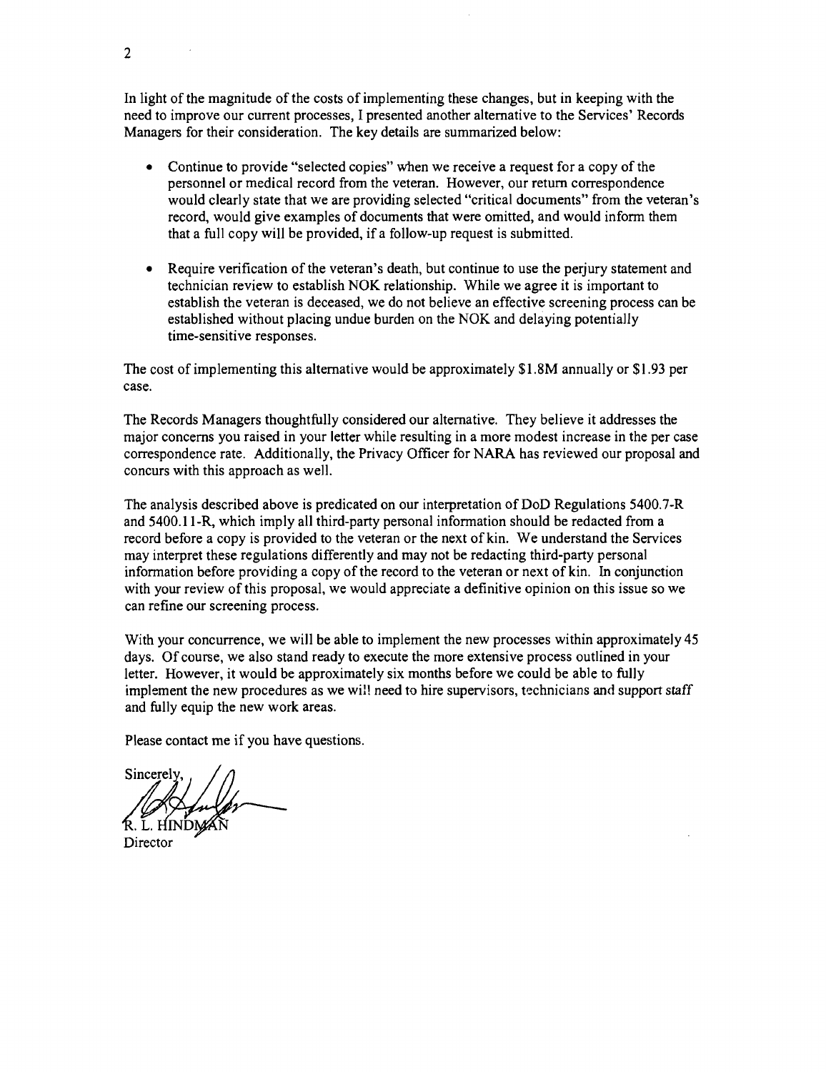In light of the magnitude of the costs of implementing these changes, but in keeping with the need to improve our current processes, I presented another alternative to the Services' Records Managers for their consideration. The key details are summarized below:

- Continue to provide "selected copies" when we receive a request for a copy of the personnel or medical record from the veteran. However, our return correspondence would clearly state that we are providing selected "critical documents" from the veteran's record, would give examples of documents that were omitted, and would inform them that a full copy will be provided, if a follow-up request is submitted.

- Require verification of the veteran's death, but continue to use the perjury statement and technician review to establish NOK relationship. While we agree it is important to establish the veteran is deceased, we do not believe an effective screening process can be established without placing undue burden on the NOK and delaying potentially time-sensitive responses.

The cost of implementing this alternative would be approximately $1.8M annually or $1.93 per case.

The Records Managers thoughtfully considered our alternative. They believe it addresses the major concerns you raised in your letter while resulting in a more modest increase in the per case correspondence rate. Additionally, the Privacy Officer for NARA has reviewed our proposal and concurs with this approach as well.

The analysis described above is predicated on our interpretation of DoD Regulations 5400.7-R and 5400.11-R, which imply all third-party personal information should be redacted from a record before a copy is provided to the veteran or the next of kin. We understand the Services may interpret these regulations differently and may not be redacting third-party personal information before providing a copy of the record to the veteran or next of kin. In conjunction with your review of this proposal, we would appreciate a definitive opinion on this issue so we can refine our screening process.

With your concurrence, we will be able to implement the new processes within approximately 45 days. Of course, we also stand ready to execute the more extensive process outlined in your letter. However, it would be approximately six months before we could be able to fully implement the new procedures as we will need to hire supervisors, technicians and support staff and fully equip the new work areas.

Please contact me if you have questions.

Sincerely,

R. L. HINDMAN
Director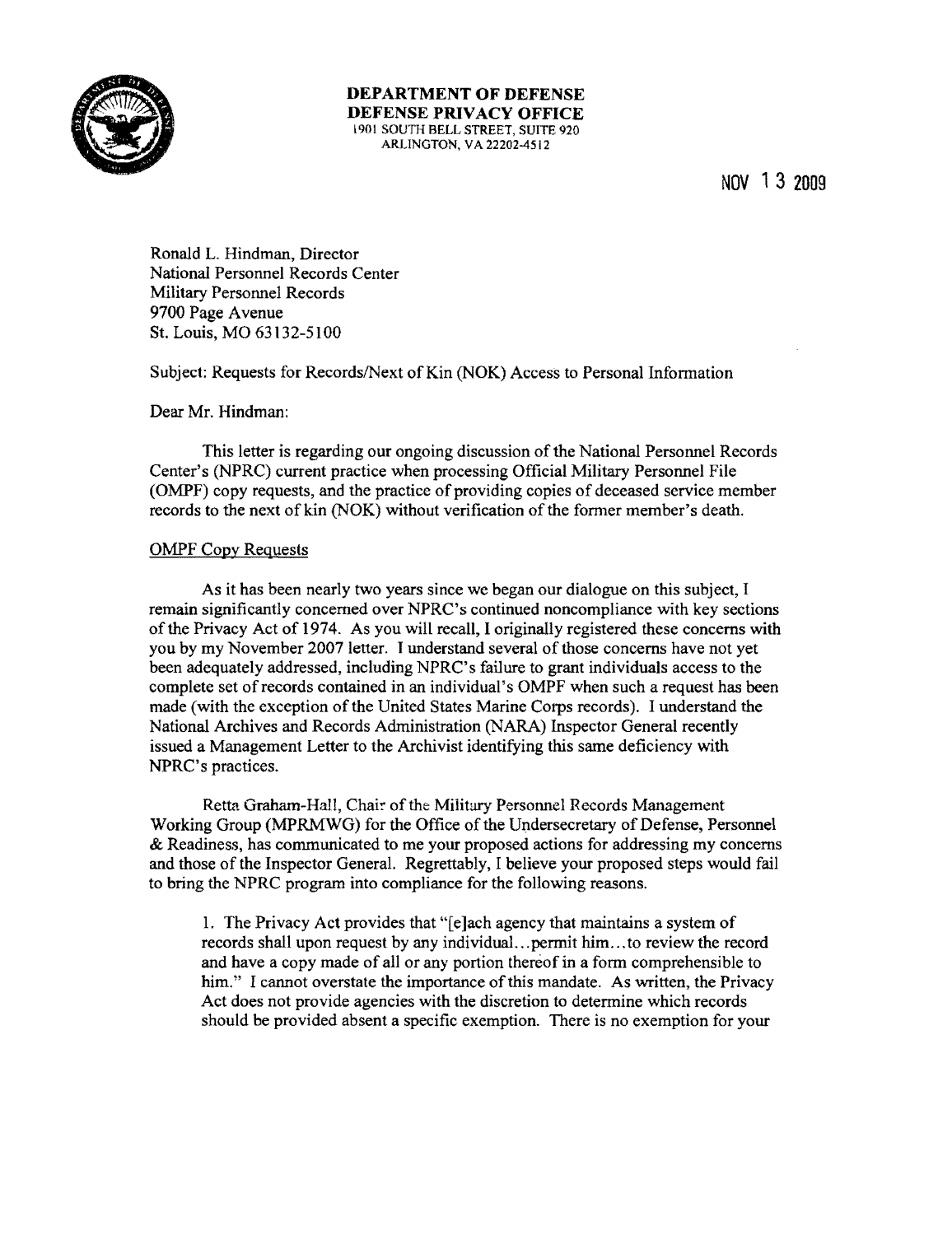**DEPARTMENT OF DEFENSE**
**DEFENSE PRIVACY OFFICE**
1901 SOUTH BELL STREET, SUITE 920
ARLINGTON, VA 22202-4512

NOV 13 2009

Ronald L. Hindman, Director
National Personnel Records Center
Military Personnel Records
9700 Page Avenue
St. Louis, MO 63132-5100

Subject: Requests for Records/Next of Kin (NOK) Access to Personal Information

Dear Mr. Hindman:

This letter is regarding our ongoing discussion of the National Personnel Records Center's (NPRC) current practice when processing Official Military Personnel File (OMPF) copy requests, and the practice of providing copies of deceased service member records to the next of kin (NOK) without verification of the former member's death.

OMPF Copy Requests

As it has been nearly two years since we began our dialogue on this subject, I remain significantly concerned over NPRC's continued noncompliance with key sections of the Privacy Act of 1974. As you will recall, I originally registered these concerns with you by my November 2007 letter. I understand several of those concerns have not yet been adequately addressed, including NPRC's failure to grant individuals access to the complete set of records contained in an individual's OMPF when such a request has been made (with the exception of the United States Marine Corps records). I understand the National Archives and Records Administration (NARA) Inspector General recently issued a Management Letter to the Archivist identifying this same deficiency with NPRC's practices.

Retta Graham-Hall, Chair of the Military Personnel Records Management Working Group (MPRMWG) for the Office of the Undersecretary of Defense, Personnel & Readiness, has communicated to me your proposed actions for addressing my concerns and those of the Inspector General. Regrettably, I believe your proposed steps would fail to bring the NPRC program into compliance for the following reasons.

1. The Privacy Act provides that "[e]ach agency that maintains a system of records shall upon request by any individual…permit him…to review the record and have a copy made of all or any portion thereof in a form comprehensible to him." I cannot overstate the importance of this mandate. As written, the Privacy Act does not provide agencies with the discretion to determine which records should be provided absent a specific exemption. There is no exemption for your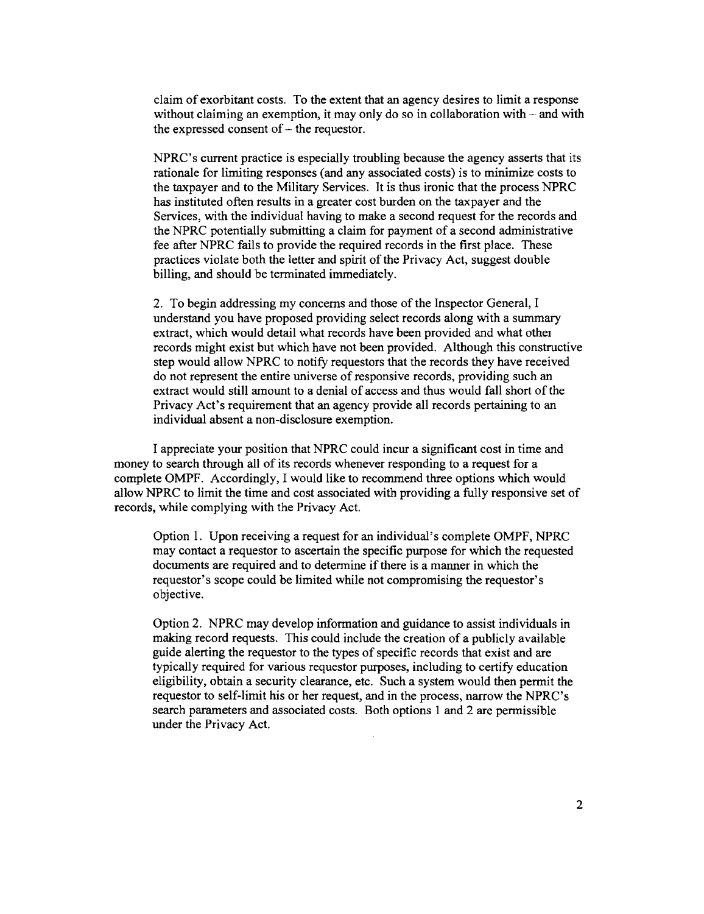claim of exorbitant costs. To the extent that an agency desires to limit a response without claiming an exemption, it may only do so in collaboration with – and with the expressed consent of – the requestor.

NPRC's current practice is especially troubling because the agency asserts that its rationale for limiting responses (and any associated costs) is to minimize costs to the taxpayer and to the Military Services. It is thus ironic that the process NPRC has instituted often results in a greater cost burden on the taxpayer and the Services, with the individual having to make a second request for the records and the NPRC potentially submitting a claim for payment of a second administrative fee after NPRC fails to provide the required records in the first place. These practices violate both the letter and spirit of the Privacy Act, suggest double billing, and should be terminated immediately.

2. To begin addressing my concerns and those of the Inspector General, I understand you have proposed providing select records along with a summary extract, which would detail what records have been provided and what other records might exist but which have not been provided. Although this constructive step would allow NPRC to notify requestors that the records they have received do not represent the entire universe of responsive records, providing such an extract would still amount to a denial of access and thus would fall short of the Privacy Act's requirement that an agency provide all records pertaining to an individual absent a non-disclosure exemption.

I appreciate your position that NPRC could incur a significant cost in time and money to search through all of its records whenever responding to a request for a complete OMPF. Accordingly, I would like to recommend three options which would allow NPRC to limit the time and cost associated with providing a fully responsive set of records, while complying with the Privacy Act.

Option 1. Upon receiving a request for an individual's complete OMPF, NPRC may contact a requestor to ascertain the specific purpose for which the requested documents are required and to determine if there is a manner in which the requestor's scope could be limited while not compromising the requestor's objective.

Option 2. NPRC may develop information and guidance to assist individuals in making record requests. This could include the creation of a publicly available guide alerting the requestor to the types of specific records that exist and are typically required for various requestor purposes, including to certify education eligibility, obtain a security clearance, etc. Such a system would then permit the requestor to self-limit his or her request, and in the process, narrow the NPRC's search parameters and associated costs. Both options 1 and 2 are permissible under the Privacy Act.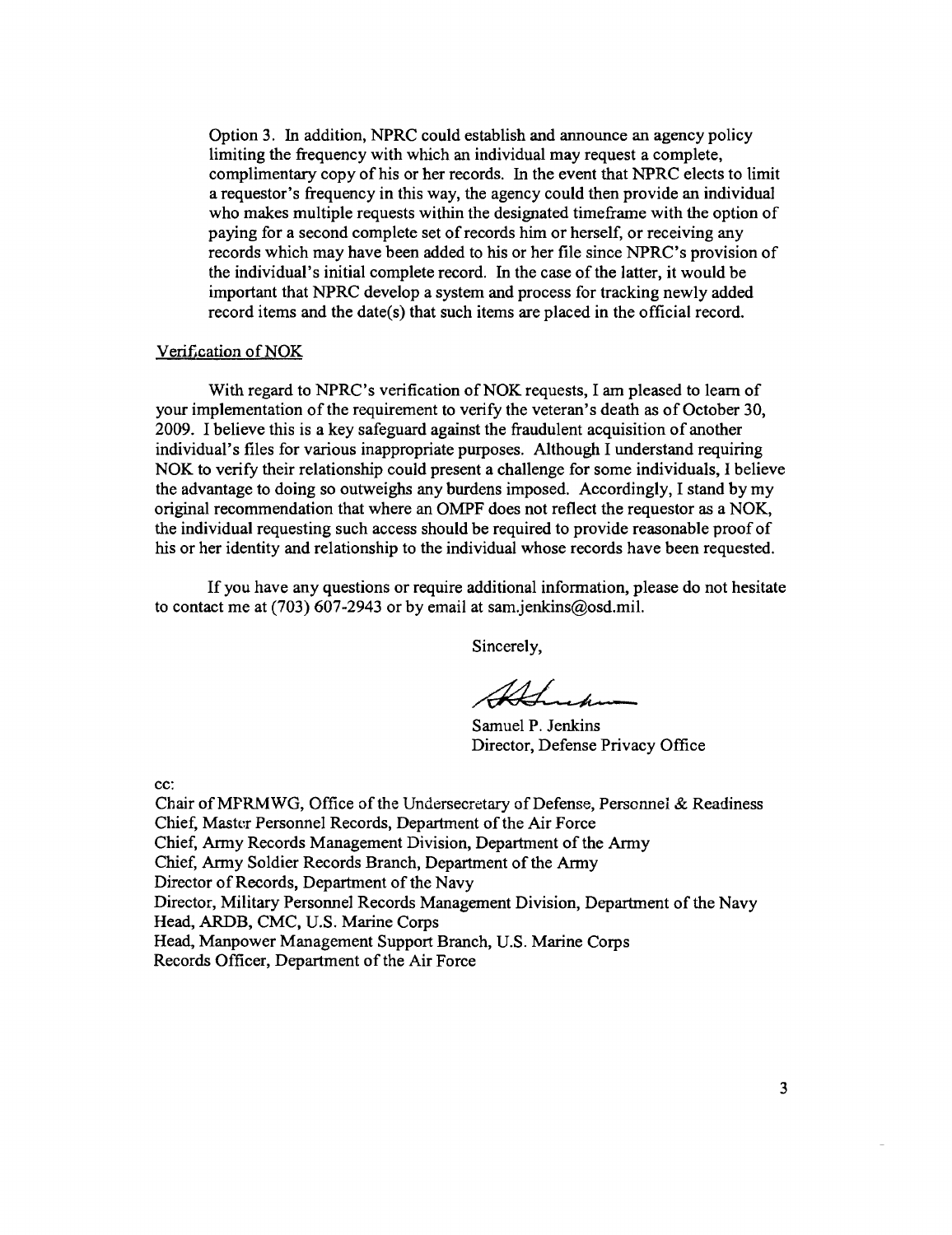Option 3. In addition, NPRC could establish and announce an agency policy limiting the frequency with which an individual may request a complete, complimentary copy of his or her records. In the event that NPRC elects to limit a requestor's frequency in this way, the agency could then provide an individual who makes multiple requests within the designated timeframe with the option of paying for a second complete set of records him or herself, or receiving any records which may have been added to his or her file since NPRC's provision of the individual's initial complete record. In the case of the latter, it would be important that NPRC develop a system and process for tracking newly added record items and the date(s) that such items are placed in the official record.

Verification of NOK

With regard to NPRC's verification of NOK requests, I am pleased to learn of your implementation of the requirement to verify the veteran's death as of October 30, 2009. I believe this is a key safeguard against the fraudulent acquisition of another individual's files for various inappropriate purposes. Although I understand requiring NOK to verify their relationship could present a challenge for some individuals, I believe the advantage to doing so outweighs any burdens imposed. Accordingly, I stand by my original recommendation that where an OMPF does not reflect the requestor as a NOK, the individual requesting such access should be required to provide reasonable proof of his or her identity and relationship to the individual whose records have been requested.

If you have any questions or require additional information, please do not hesitate to contact me at (703) 607-2943 or by email at sam.jenkins@osd.mil.

Sincerely,

Samuel P. Jenkins
Director, Defense Privacy Office

cc:
Chair of MPRMWG, Office of the Undersecretary of Defense, Personnel & Readiness
Chief, Master Personnel Records, Department of the Air Force
Chief, Army Records Management Division, Department of the Army
Chief, Army Soldier Records Branch, Department of the Army
Director of Records, Department of the Navy
Director, Military Personnel Records Management Division, Department of the Navy
Head, ARDB, CMC, U.S. Marine Corps
Head, Manpower Management Support Branch, U.S. Marine Corps
Records Officer, Department of the Air Force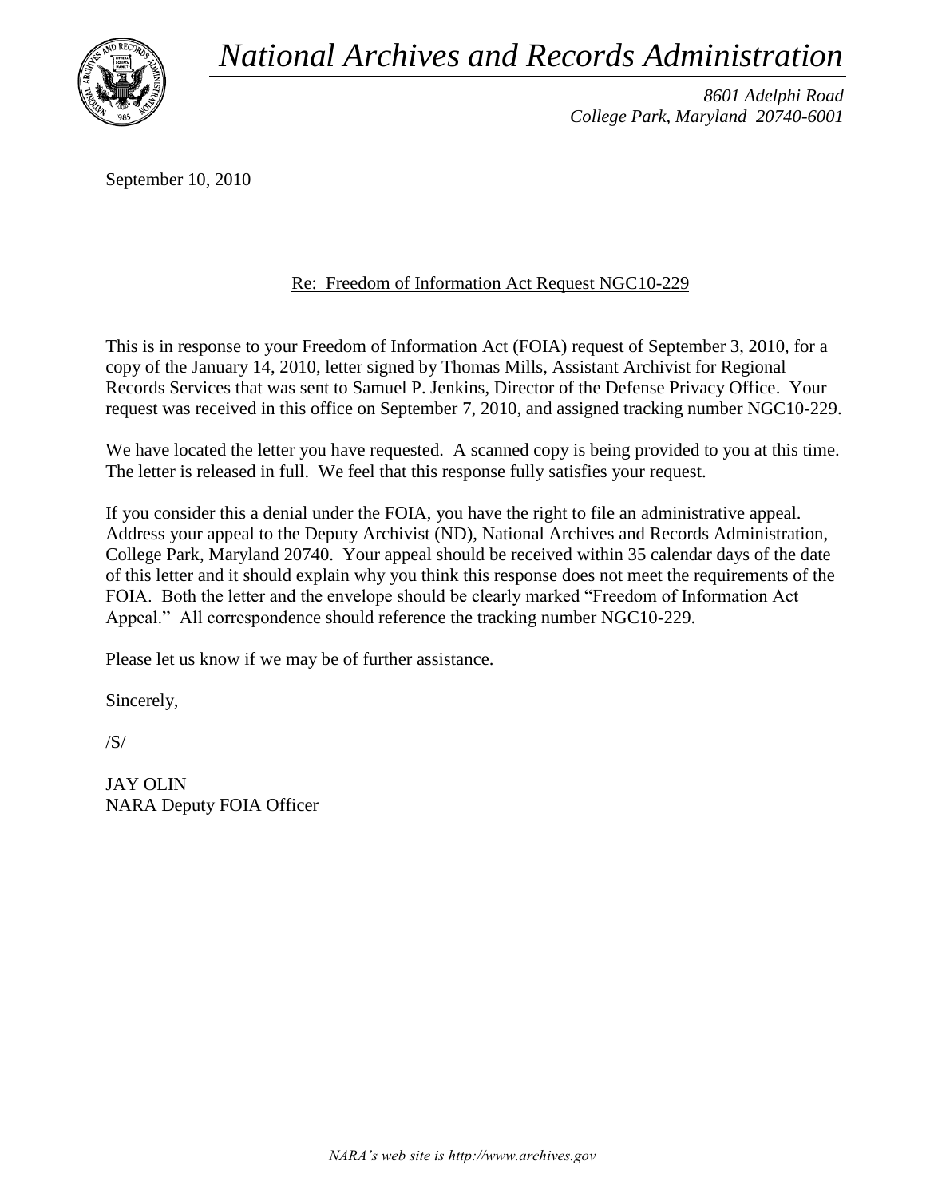*National Archives and Records Administration*

*8601 Adelphi Road*
*College Park, Maryland 20740-6001*

September 10, 2010

Re: Freedom of Information Act Request NGC10-229

This is in response to your Freedom of Information Act (FOIA) request of September 3, 2010, for a copy of the January 14, 2010, letter signed by Thomas Mills, Assistant Archivist for Regional Records Services that was sent to Samuel P. Jenkins, Director of the Defense Privacy Office. Your request was received in this office on September 7, 2010, and assigned tracking number NGC10-229.

We have located the letter you have requested. A scanned copy is being provided to you at this time. The letter is released in full. We feel that this response fully satisfies your request.

If you consider this a denial under the FOIA, you have the right to file an administrative appeal. Address your appeal to the Deputy Archivist (ND), National Archives and Records Administration, College Park, Maryland 20740. Your appeal should be received within 35 calendar days of the date of this letter and it should explain why you think this response does not meet the requirements of the FOIA. Both the letter and the envelope should be clearly marked "Freedom of Information Act Appeal." All correspondence should reference the tracking number NGC10-229.

Please let us know if we may be of further assistance.

Sincerely,

/S/

JAY OLIN
NARA Deputy FOIA Officer

*NARA's web site is http://www.archives.gov*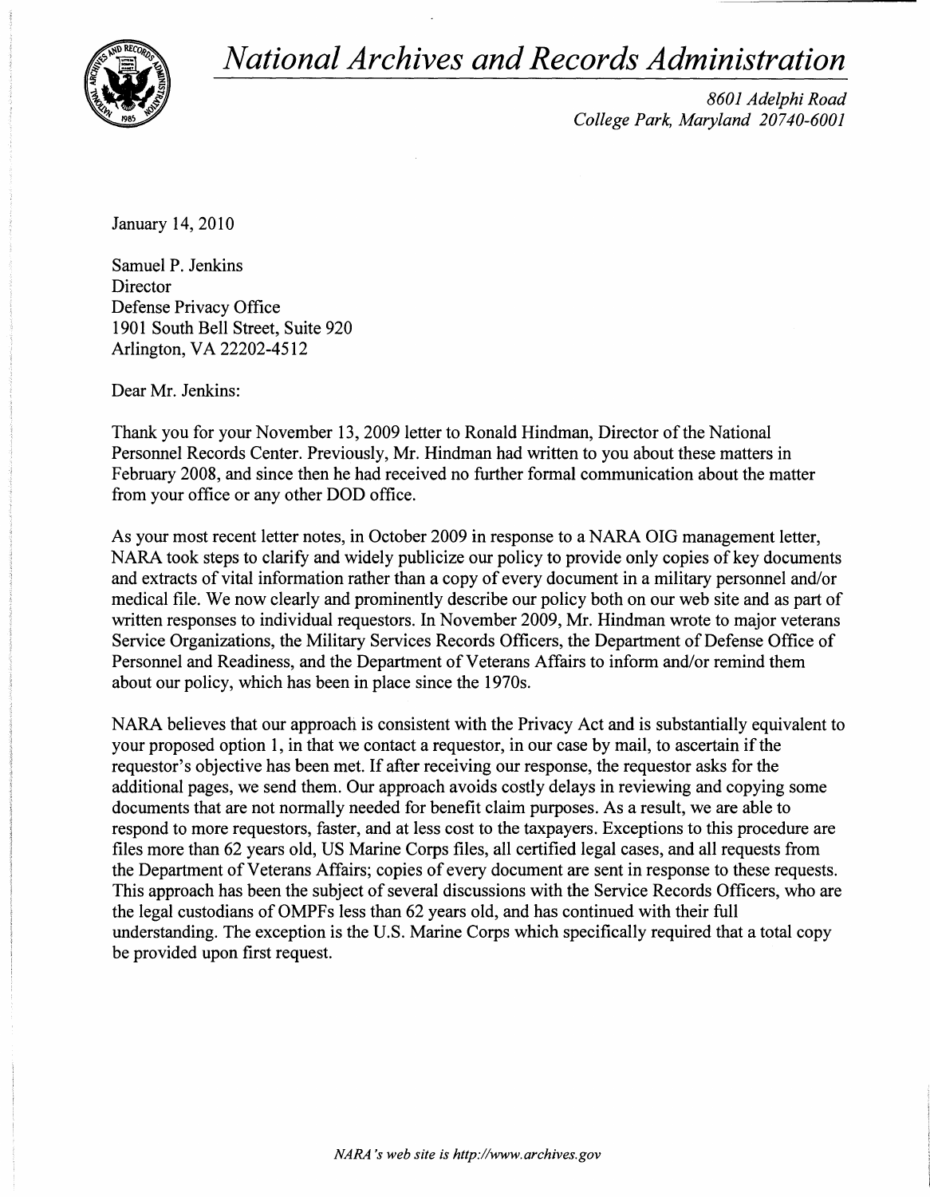# *National Archives and Records Administration*

*8601 Adelphi Road*
*College Park, Maryland 20740-6001*

January 14, 2010

Samuel P. Jenkins
Director
Defense Privacy Office
1901 South Bell Street, Suite 920
Arlington, VA 22202-4512

Dear Mr. Jenkins:

Thank you for your November 13, 2009 letter to Ronald Hindman, Director of the National Personnel Records Center. Previously, Mr. Hindman had written to you about these matters in February 2008, and since then he had received no further formal communication about the matter from your office or any other DOD office.

As your most recent letter notes, in October 2009 in response to a NARA OIG management letter, NARA took steps to clarify and widely publicize our policy to provide only copies of key documents and extracts of vital information rather than a copy of every document in a military personnel and/or medical file. We now clearly and prominently describe our policy both on our web site and as part of written responses to individual requestors. In November 2009, Mr. Hindman wrote to major veterans Service Organizations, the Military Services Records Officers, the Department of Defense Office of Personnel and Readiness, and the Department of Veterans Affairs to inform and/or remind them about our policy, which has been in place since the 1970s.

NARA believes that our approach is consistent with the Privacy Act and is substantially equivalent to your proposed option 1, in that we contact a requestor, in our case by mail, to ascertain if the requestor's objective has been met. If after receiving our response, the requestor asks for the additional pages, we send them. Our approach avoids costly delays in reviewing and copying some documents that are not normally needed for benefit claim purposes. As a result, we are able to respond to more requestors, faster, and at less cost to the taxpayers. Exceptions to this procedure are files more than 62 years old, US Marine Corps files, all certified legal cases, and all requests from the Department of Veterans Affairs; copies of every document are sent in response to these requests. This approach has been the subject of several discussions with the Service Records Officers, who are the legal custodians of OMPFs less than 62 years old, and has continued with their full understanding. The exception is the U.S. Marine Corps which specifically required that a total copy be provided upon first request.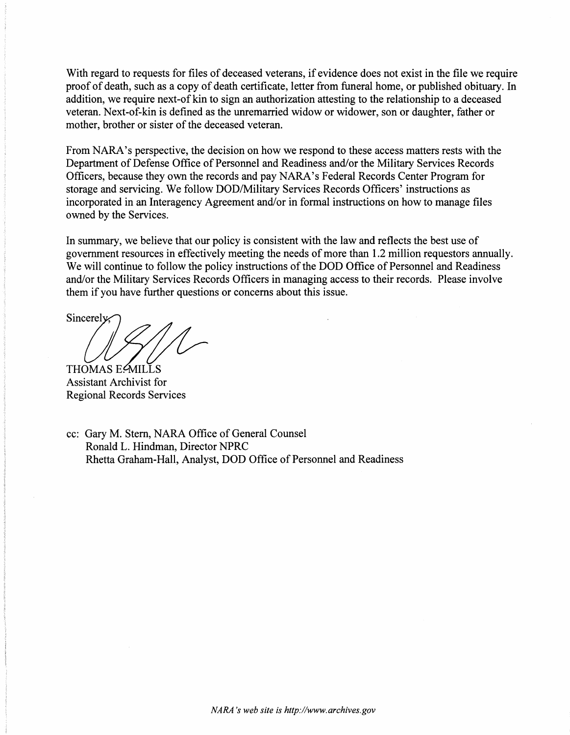With regard to requests for files of deceased veterans, if evidence does not exist in the file we require proof of death, such as a copy of death certificate, letter from funeral home, or published obituary. In addition, we require next-of kin to sign an authorization attesting to the relationship to a deceased veteran. Next-of-kin is defined as the unremarried widow or widower, son or daughter, father or mother, brother or sister of the deceased veteran.

From NARA's perspective, the decision on how we respond to these access matters rests with the Department of Defense Office of Personnel and Readiness and/or the Military Services Records Officers, because they own the records and pay NARA's Federal Records Center Program for storage and servicing. We follow DOD/Military Services Records Officers' instructions as incorporated in an Interagency Agreement and/or in formal instructions on how to manage files owned by the Services.

In summary, we believe that our policy is consistent with the law and reflects the best use of government resources in effectively meeting the needs of more than 1.2 million requestors annually. We will continue to follow the policy instructions of the DOD Office of Personnel and Readiness and/or the Military Services Records Officers in managing access to their records. Please involve them if you have further questions or concerns about this issue.

Sincerely,

THOMAS E. MILLS
Assistant Archivist for
Regional Records Services

cc: Gary M. Stern, NARA Office of General Counsel
Ronald L. Hindman, Director NPRC
Rhetta Graham-Hall, Analyst, DOD Office of Personnel and Readiness

*NARA's web site is http://www.archives.gov*